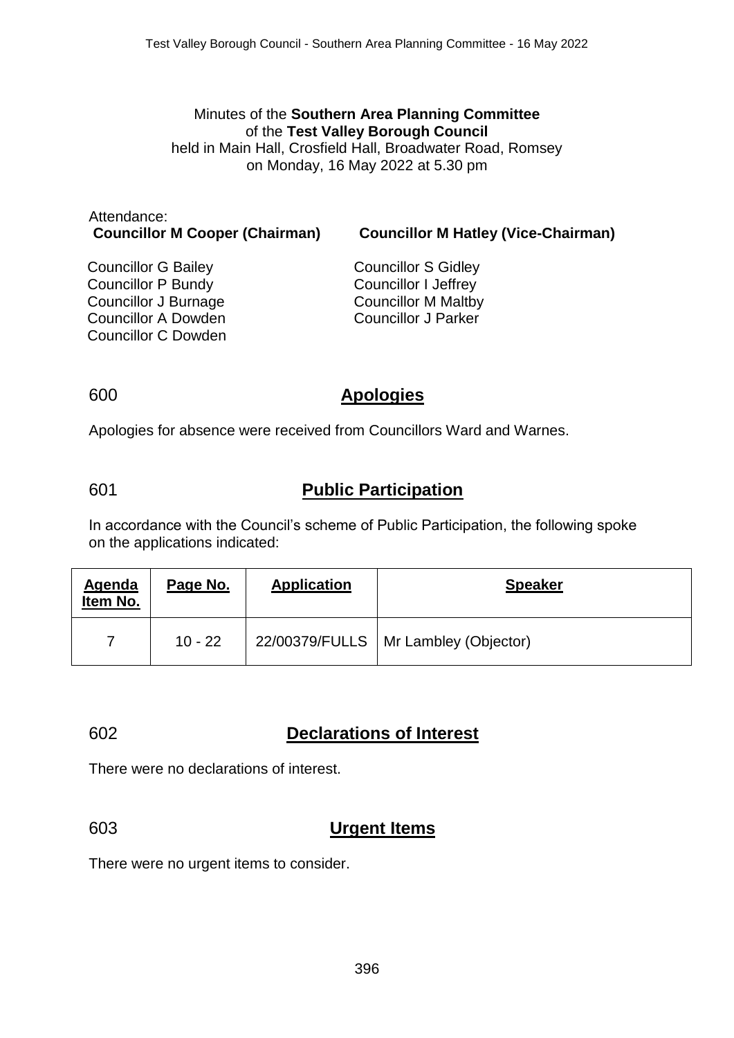Minutes of the **Southern Area Planning Committee**
of the **Test Valley Borough Council**
held in Main Hall, Crosfield Hall, Broadwater Road, Romsey
on Monday, 16 May 2022 at 5.30 pm

Attendance:

**Councillor M Cooper (Chairman)**

**Councillor M Hatley (Vice-Chairman)**

Councillor G Bailey
Councillor P Bundy
Councillor J Burnage
Councillor A Dowden
Councillor C Dowden
Councillor S Gidley
Councillor I Jeffrey
Councillor M Maltby
Councillor J Parker

## 600 Apologies

Apologies for absence were received from Councillors Ward and Warnes.

## 601 Public Participation

In accordance with the Council's scheme of Public Participation, the following spoke on the applications indicated:

| Agenda Item No. | Page No. | Application | Speaker |
| --- | --- | --- | --- |
| 7 | 10 - 22 | 22/00379/FULLS | Mr Lambley (Objector) |

## 602 Declarations of Interest

There were no declarations of interest.

## 603 Urgent Items

There were no urgent items to consider.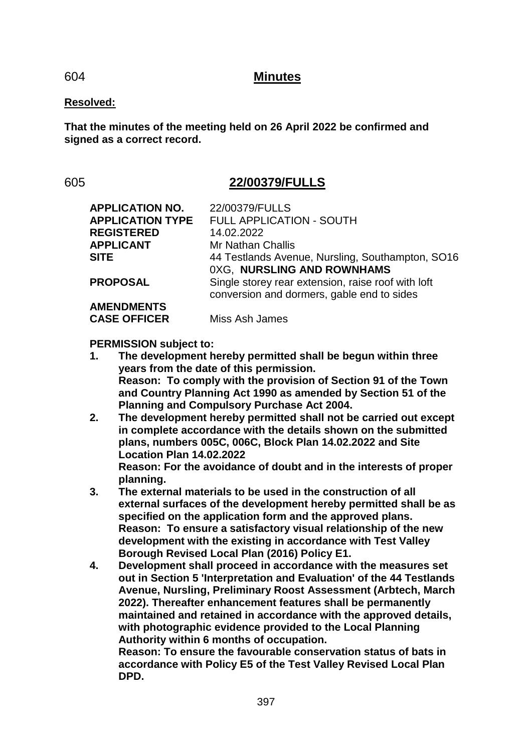## 604 Minutes

**Resolved:**

**That the minutes of the meeting held on 26 April 2022 be confirmed and signed as a correct record.**

## 605 22/00379/FULLS

| | |
|---|---|
| **APPLICATION NO.** | 22/00379/FULLS |
| **APPLICATION TYPE** | FULL APPLICATION - SOUTH |
| **REGISTERED** | 14.02.2022 |
| **APPLICANT** | Mr Nathan Challis |
| **SITE** | 44 Testlands Avenue, Nursling, Southampton, SO16 0XG, **NURSLING AND ROWNHAMS** |
| **PROPOSAL** | Single storey rear extension, raise roof with loft conversion and dormers, gable end to sides |
| **AMENDMENTS** | |
| **CASE OFFICER** | Miss Ash James |

**PERMISSION subject to:**

1. **The development hereby permitted shall be begun within three years from the date of this permission.**
   **Reason: To comply with the provision of Section 91 of the Town and Country Planning Act 1990 as amended by Section 51 of the Planning and Compulsory Purchase Act 2004.**
2. **The development hereby permitted shall not be carried out except in complete accordance with the details shown on the submitted plans, numbers 005C, 006C, Block Plan 14.02.2022 and Site Location Plan 14.02.2022**
   **Reason: For the avoidance of doubt and in the interests of proper planning.**
3. **The external materials to be used in the construction of all external surfaces of the development hereby permitted shall be as specified on the application form and the approved plans.**
   **Reason: To ensure a satisfactory visual relationship of the new development with the existing in accordance with Test Valley Borough Revised Local Plan (2016) Policy E1.**
4. **Development shall proceed in accordance with the measures set out in Section 5 'Interpretation and Evaluation' of the 44 Testlands Avenue, Nursling, Preliminary Roost Assessment (Arbtech, March 2022). Thereafter enhancement features shall be permanently maintained and retained in accordance with the approved details, with photographic evidence provided to the Local Planning Authority within 6 months of occupation.**
   **Reason: To ensure the favourable conservation status of bats in accordance with Policy E5 of the Test Valley Revised Local Plan DPD.**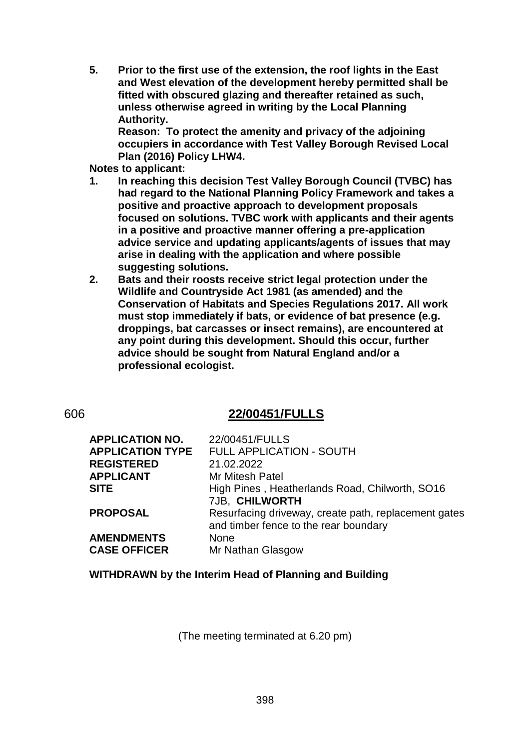5. **Prior to the first use of the extension, the roof lights in the East and West elevation of the development hereby permitted shall be fitted with obscured glazing and thereafter retained as such, unless otherwise agreed in writing by the Local Planning Authority.**
   **Reason: To protect the amenity and privacy of the adjoining occupiers in accordance with Test Valley Borough Revised Local Plan (2016) Policy LHW4.**

**Notes to applicant:**

1. **In reaching this decision Test Valley Borough Council (TVBC) has had regard to the National Planning Policy Framework and takes a positive and proactive approach to development proposals focused on solutions. TVBC work with applicants and their agents in a positive and proactive manner offering a pre-application advice service and updating applicants/agents of issues that may arise in dealing with the application and where possible suggesting solutions.**
2. **Bats and their roosts receive strict legal protection under the Wildlife and Countryside Act 1981 (as amended) and the Conservation of Habitats and Species Regulations 2017. All work must stop immediately if bats, or evidence of bat presence (e.g. droppings, bat carcasses or insect remains), are encountered at any point during this development. Should this occur, further advice should be sought from Natural England and/or a professional ecologist.**

## 606 **22/00451/FULLS**

| | |
|---|---|
| **APPLICATION NO.** | 22/00451/FULLS |
| **APPLICATION TYPE** | FULL APPLICATION - SOUTH |
| **REGISTERED** | 21.02.2022 |
| **APPLICANT** | Mr Mitesh Patel |
| **SITE** | High Pines , Heatherlands Road, Chilworth, SO16 7JB, **CHILWORTH** |
| **PROPOSAL** | Resurfacing driveway, create path, replacement gates and timber fence to the rear boundary |
| **AMENDMENTS** | None |
| **CASE OFFICER** | Mr Nathan Glasgow |

**WITHDRAWN by the Interim Head of Planning and Building**

(The meeting terminated at 6.20 pm)